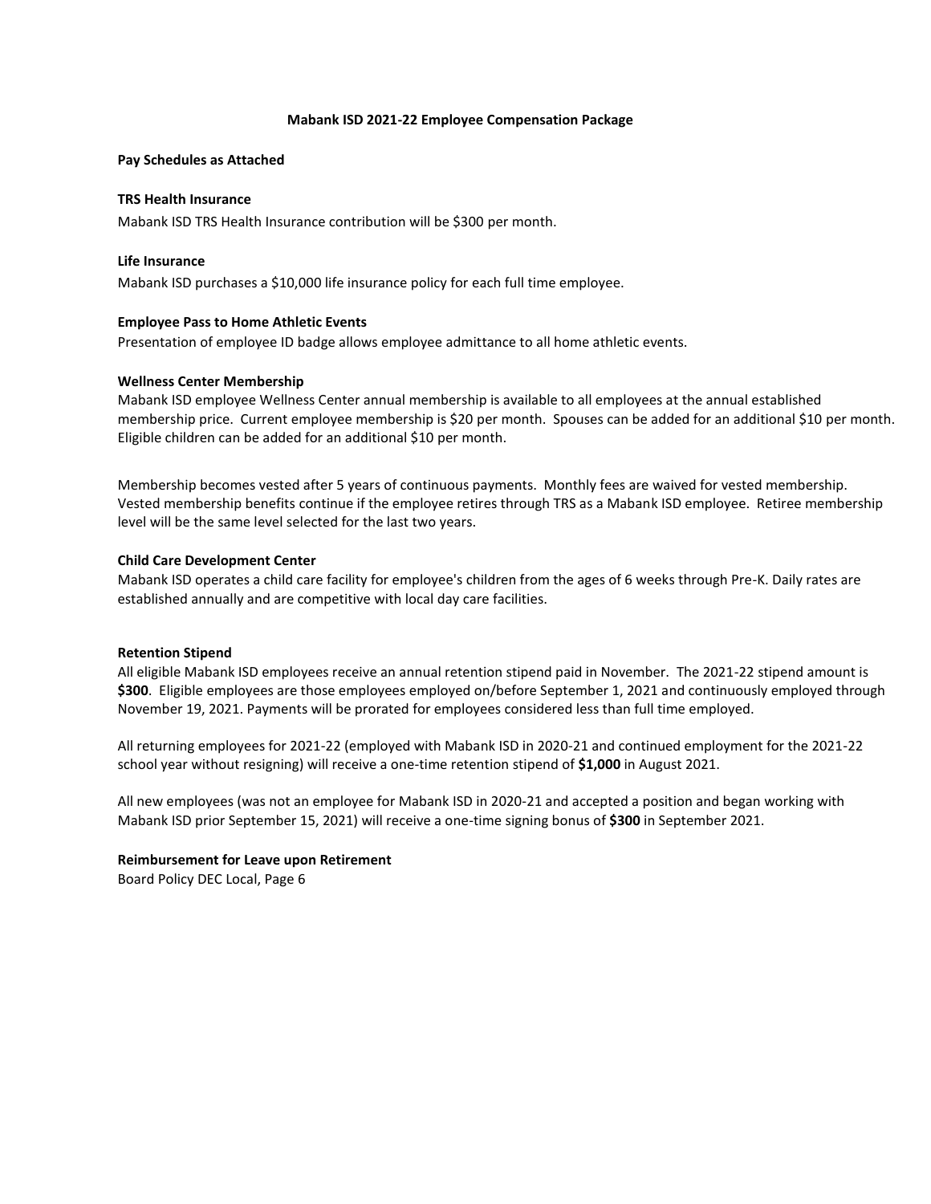# Mabank ISD 2021-22 Employee Compensation Package

**Pay Schedules as Attached**

**TRS Health Insurance**

Mabank ISD TRS Health Insurance contribution will be $300 per month.

**Life Insurance**

Mabank ISD purchases a $10,000 life insurance policy for each full time employee.

**Employee Pass to Home Athletic Events**

Presentation of employee ID badge allows employee admittance to all home athletic events.

**Wellness Center Membership**

Mabank ISD employee Wellness Center annual membership is available to all employees at the annual established membership price. Current employee membership is $20 per month. Spouses can be added for an additional $10 per month. Eligible children can be added for an additional $10 per month.

Membership becomes vested after 5 years of continuous payments. Monthly fees are waived for vested membership. Vested membership benefits continue if the employee retires through TRS as a Mabank ISD employee. Retiree membership level will be the same level selected for the last two years.

**Child Care Development Center**

Mabank ISD operates a child care facility for employee's children from the ages of 6 weeks through Pre-K. Daily rates are established annually and are competitive with local day care facilities.

**Retention Stipend**

All eligible Mabank ISD employees receive an annual retention stipend paid in November. The 2021-22 stipend amount is **$300**. Eligible employees are those employees employed on/before September 1, 2021 and continuously employed through November 19, 2021. Payments will be prorated for employees considered less than full time employed.

All returning employees for 2021-22 (employed with Mabank ISD in 2020-21 and continued employment for the 2021-22 school year without resigning) will receive a one-time retention stipend of **$1,000** in August 2021.

All new employees (was not an employee for Mabank ISD in 2020-21 and accepted a position and began working with Mabank ISD prior September 15, 2021) will receive a one-time signing bonus of **$300** in September 2021.

**Reimbursement for Leave upon Retirement**

Board Policy DEC Local, Page 6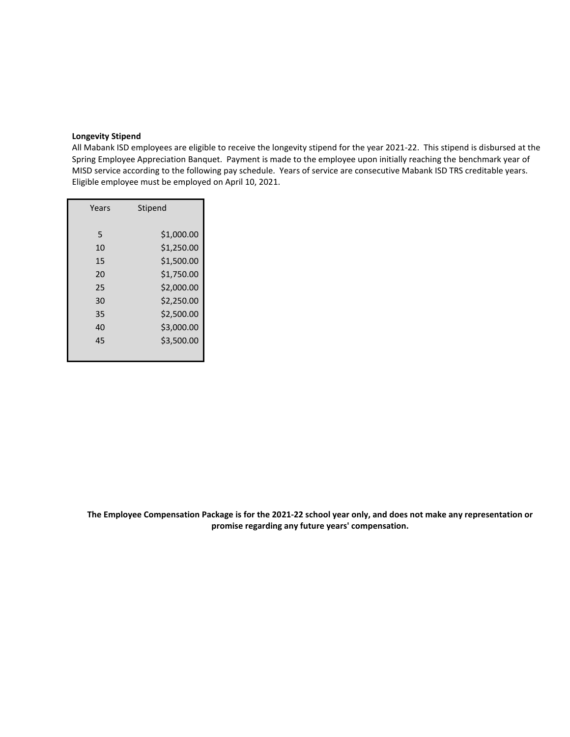**Longevity Stipend**

All Mabank ISD employees are eligible to receive the longevity stipend for the year 2021-22. This stipend is disbursed at the Spring Employee Appreciation Banquet. Payment is made to the employee upon initially reaching the benchmark year of MISD service according to the following pay schedule. Years of service are consecutive Mabank ISD TRS creditable years. Eligible employee must be employed on April 10, 2021.

| Years | Stipend |
|---|---|
| 5 | $1,000.00 |
| 10 | $1,250.00 |
| 15 | $1,500.00 |
| 20 | $1,750.00 |
| 25 | $2,000.00 |
| 30 | $2,250.00 |
| 35 | $2,500.00 |
| 40 | $3,000.00 |
| 45 | $3,500.00 |

**The Employee Compensation Package is for the 2021-22 school year only, and does not make any representation or promise regarding any future years' compensation.**